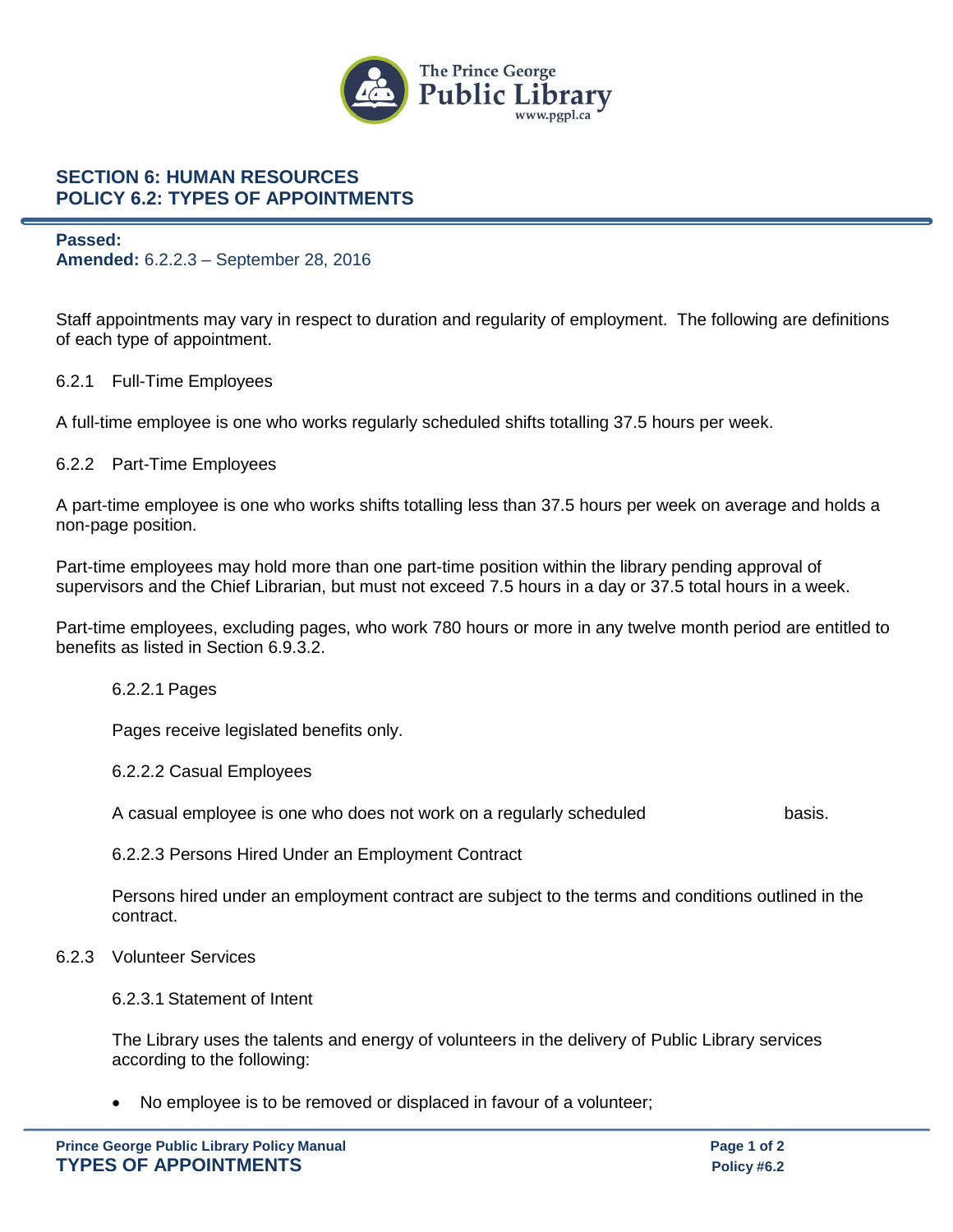# SECTION 6: HUMAN RESOURCES
# POLICY 6.2: TYPES OF APPOINTMENTS

**Passed:**
**Amended:** 6.2.2.3 – September 28, 2016

Staff appointments may vary in respect to duration and regularity of employment. The following are definitions of each type of appointment.

## 6.2.1 Full-Time Employees

A full-time employee is one who works regularly scheduled shifts totalling 37.5 hours per week.

## 6.2.2 Part-Time Employees

A part-time employee is one who works shifts totalling less than 37.5 hours per week on average and holds a non-page position.

Part-time employees may hold more than one part-time position within the library pending approval of supervisors and the Chief Librarian, but must not exceed 7.5 hours in a day or 37.5 total hours in a week.

Part-time employees, excluding pages, who work 780 hours or more in any twelve month period are entitled to benefits as listed in Section 6.9.3.2.

### 6.2.2.1 Pages

Pages receive legislated benefits only.

### 6.2.2.2 Casual Employees

A casual employee is one who does not work on a regularly scheduled basis.

### 6.2.2.3 Persons Hired Under an Employment Contract

Persons hired under an employment contract are subject to the terms and conditions outlined in the contract.

## 6.2.3 Volunteer Services

### 6.2.3.1 Statement of Intent

The Library uses the talents and energy of volunteers in the delivery of Public Library services according to the following:

- No employee is to be removed or displaced in favour of a volunteer;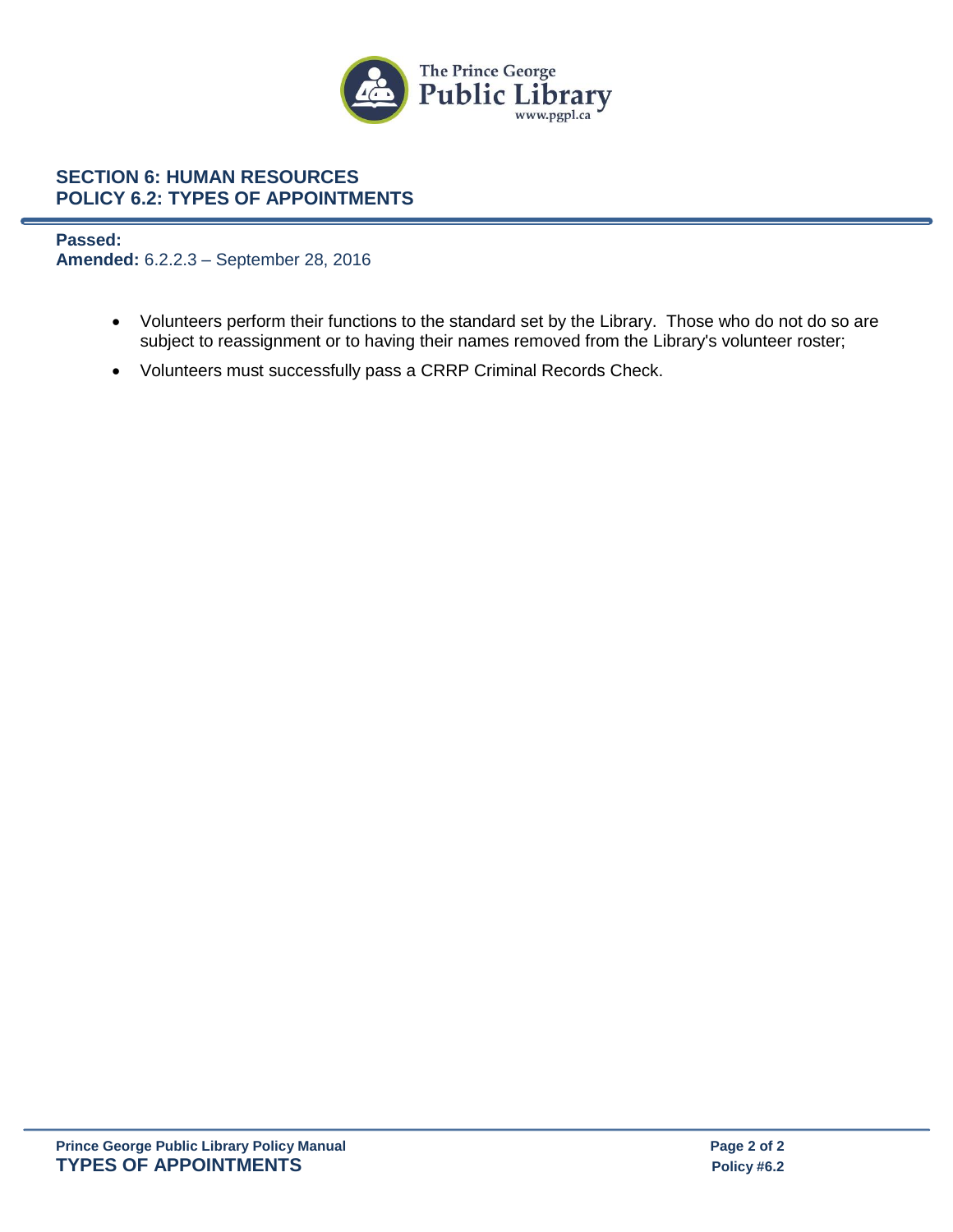**SECTION 6: HUMAN RESOURCES**
**POLICY 6.2: TYPES OF APPOINTMENTS**

**Passed:**
**Amended:** 6.2.2.3 – September 28, 2016

- Volunteers perform their functions to the standard set by the Library. Those who do not do so are subject to reassignment or to having their names removed from the Library's volunteer roster;
- Volunteers must successfully pass a CRRP Criminal Records Check.